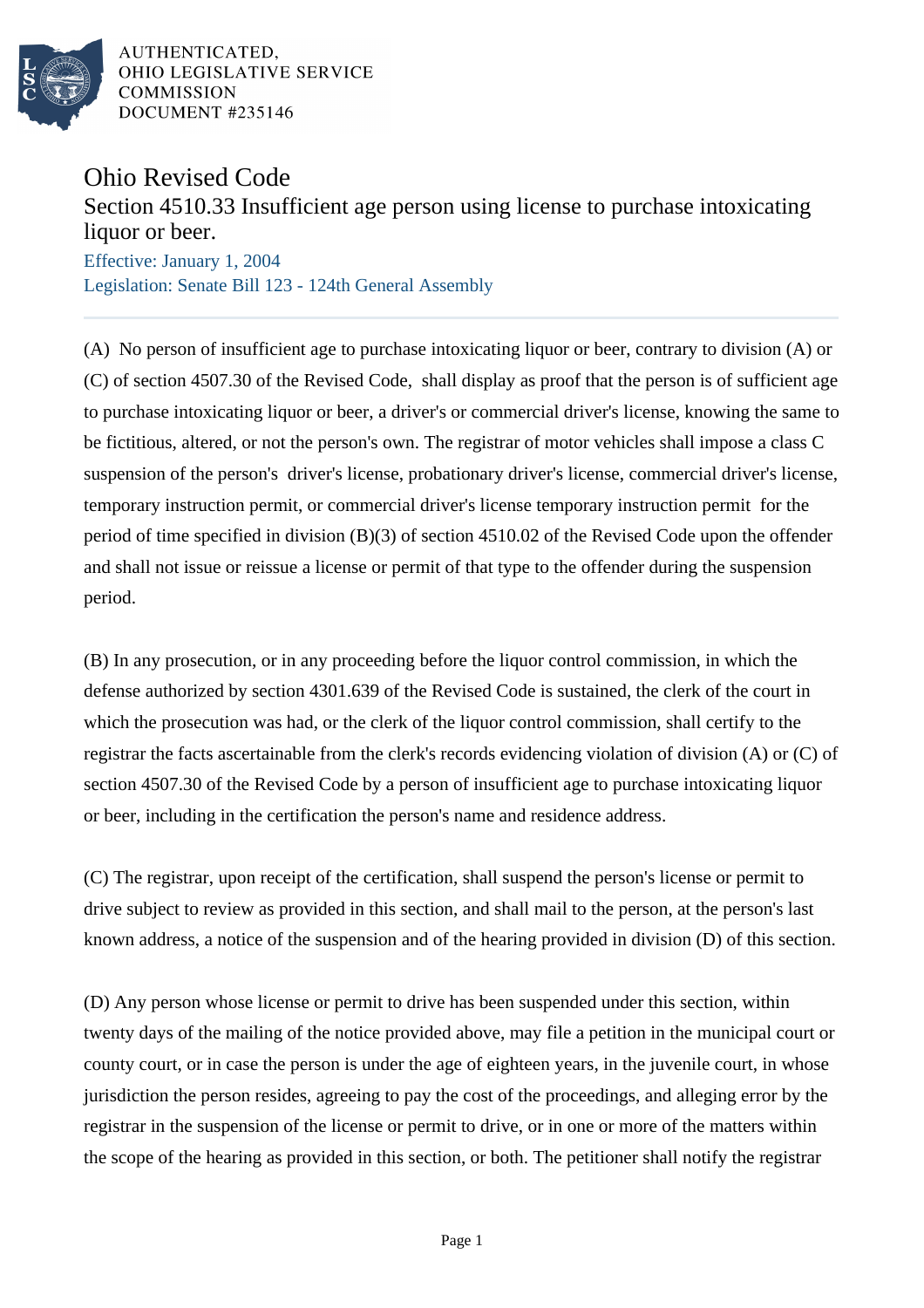AUTHENTICATED,
OHIO LEGISLATIVE SERVICE
COMMISSION
DOCUMENT #235146

# Ohio Revised Code

## Section 4510.33 Insufficient age person using license to purchase intoxicating liquor or beer.

Effective: January 1, 2004
Legislation: Senate Bill 123 - 124th General Assembly

(A) No person of insufficient age to purchase intoxicating liquor or beer, contrary to division (A) or (C) of section 4507.30 of the Revised Code, shall display as proof that the person is of sufficient age to purchase intoxicating liquor or beer, a driver's or commercial driver's license, knowing the same to be fictitious, altered, or not the person's own. The registrar of motor vehicles shall impose a class C suspension of the person's driver's license, probationary driver's license, commercial driver's license, temporary instruction permit, or commercial driver's license temporary instruction permit for the period of time specified in division (B)(3) of section 4510.02 of the Revised Code upon the offender and shall not issue or reissue a license or permit of that type to the offender during the suspension period.

(B) In any prosecution, or in any proceeding before the liquor control commission, in which the defense authorized by section 4301.639 of the Revised Code is sustained, the clerk of the court in which the prosecution was had, or the clerk of the liquor control commission, shall certify to the registrar the facts ascertainable from the clerk's records evidencing violation of division (A) or (C) of section 4507.30 of the Revised Code by a person of insufficient age to purchase intoxicating liquor or beer, including in the certification the person's name and residence address.

(C) The registrar, upon receipt of the certification, shall suspend the person's license or permit to drive subject to review as provided in this section, and shall mail to the person, at the person's last known address, a notice of the suspension and of the hearing provided in division (D) of this section.

(D) Any person whose license or permit to drive has been suspended under this section, within twenty days of the mailing of the notice provided above, may file a petition in the municipal court or county court, or in case the person is under the age of eighteen years, in the juvenile court, in whose jurisdiction the person resides, agreeing to pay the cost of the proceedings, and alleging error by the registrar in the suspension of the license or permit to drive, or in one or more of the matters within the scope of the hearing as provided in this section, or both. The petitioner shall notify the registrar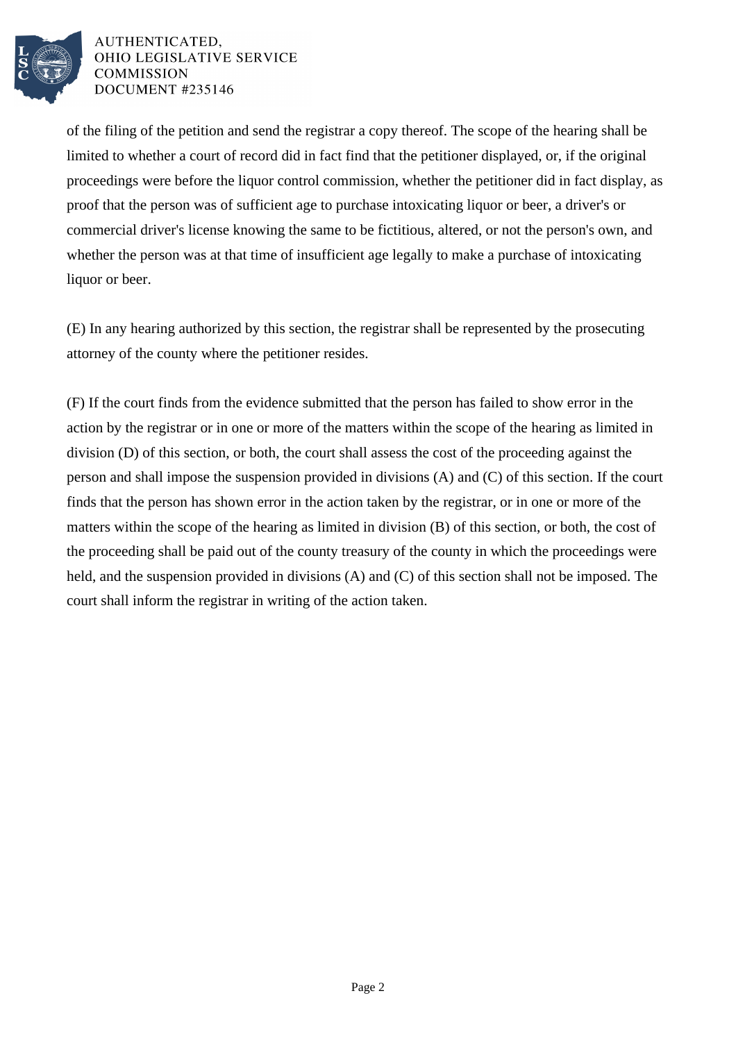of the filing of the petition and send the registrar a copy thereof. The scope of the hearing shall be limited to whether a court of record did in fact find that the petitioner displayed, or, if the original proceedings were before the liquor control commission, whether the petitioner did in fact display, as proof that the person was of sufficient age to purchase intoxicating liquor or beer, a driver's or commercial driver's license knowing the same to be fictitious, altered, or not the person's own, and whether the person was at that time of insufficient age legally to make a purchase of intoxicating liquor or beer.

(E) In any hearing authorized by this section, the registrar shall be represented by the prosecuting attorney of the county where the petitioner resides.

(F) If the court finds from the evidence submitted that the person has failed to show error in the action by the registrar or in one or more of the matters within the scope of the hearing as limited in division (D) of this section, or both, the court shall assess the cost of the proceeding against the person and shall impose the suspension provided in divisions (A) and (C) of this section. If the court finds that the person has shown error in the action taken by the registrar, or in one or more of the matters within the scope of the hearing as limited in division (B) of this section, or both, the cost of the proceeding shall be paid out of the county treasury of the county in which the proceedings were held, and the suspension provided in divisions (A) and (C) of this section shall not be imposed. The court shall inform the registrar in writing of the action taken.